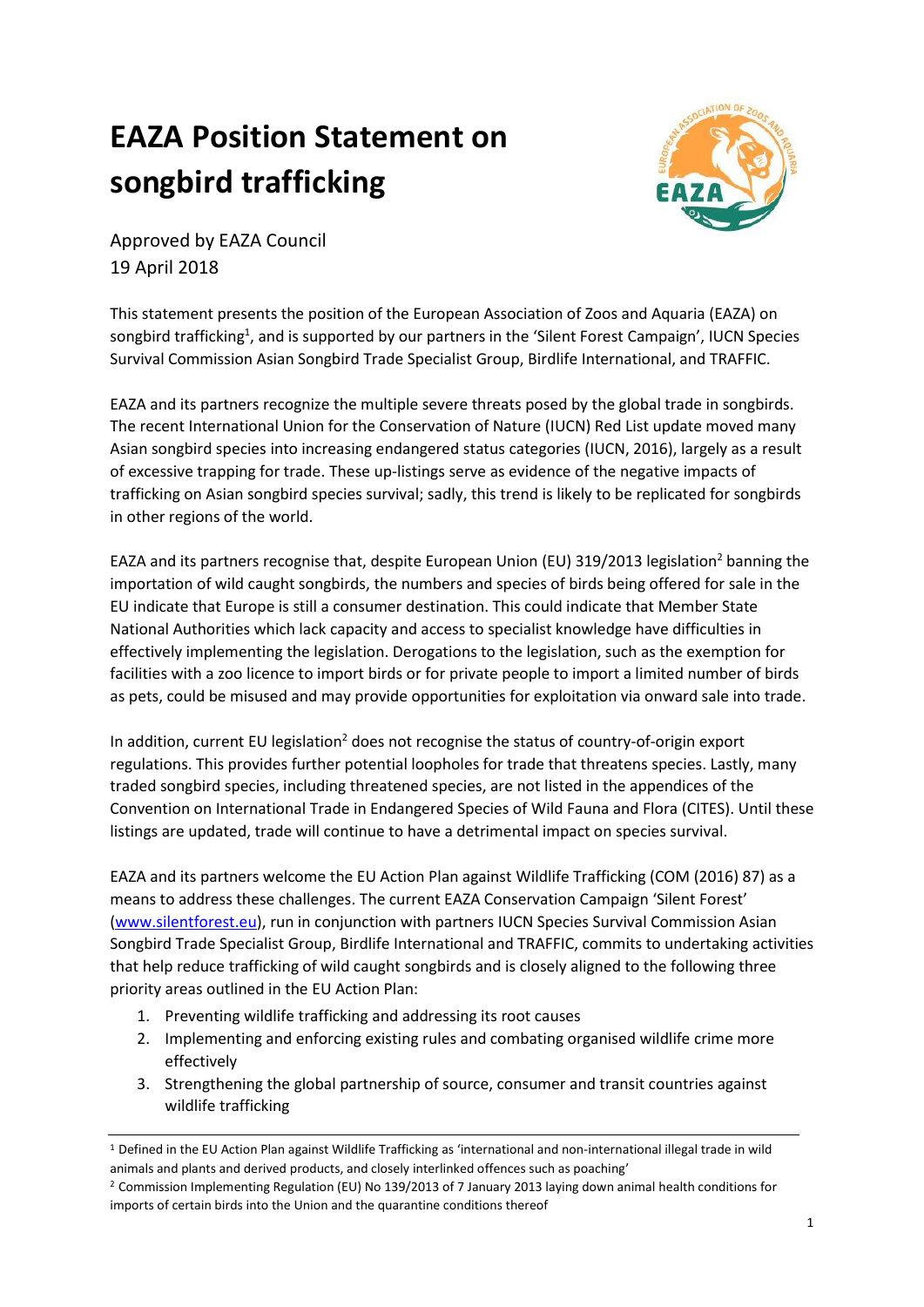# EAZA Position Statement on songbird trafficking

Approved by EAZA Council
19 April 2018

This statement presents the position of the European Association of Zoos and Aquaria (EAZA) on songbird trafficking[1], and is supported by our partners in the 'Silent Forest Campaign', IUCN Species Survival Commission Asian Songbird Trade Specialist Group, Birdlife International, and TRAFFIC.

EAZA and its partners recognize the multiple severe threats posed by the global trade in songbirds. The recent International Union for the Conservation of Nature (IUCN) Red List update moved many Asian songbird species into increasing endangered status categories (IUCN, 2016), largely as a result of excessive trapping for trade. These up-listings serve as evidence of the negative impacts of trafficking on Asian songbird species survival; sadly, this trend is likely to be replicated for songbirds in other regions of the world.

EAZA and its partners recognise that, despite European Union (EU) 319/2013 legislation[2] banning the importation of wild caught songbirds, the numbers and species of birds being offered for sale in the EU indicate that Europe is still a consumer destination. This could indicate that Member State National Authorities which lack capacity and access to specialist knowledge have difficulties in effectively implementing the legislation. Derogations to the legislation, such as the exemption for facilities with a zoo licence to import birds or for private people to import a limited number of birds as pets, could be misused and may provide opportunities for exploitation via onward sale into trade.

In addition, current EU legislation[2] does not recognise the status of country-of-origin export regulations. This provides further potential loopholes for trade that threatens species. Lastly, many traded songbird species, including threatened species, are not listed in the appendices of the Convention on International Trade in Endangered Species of Wild Fauna and Flora (CITES). Until these listings are updated, trade will continue to have a detrimental impact on species survival.

EAZA and its partners welcome the EU Action Plan against Wildlife Trafficking (COM (2016) 87) as a means to address these challenges. The current EAZA Conservation Campaign 'Silent Forest' (www.silentforest.eu), run in conjunction with partners IUCN Species Survival Commission Asian Songbird Trade Specialist Group, Birdlife International and TRAFFIC, commits to undertaking activities that help reduce trafficking of wild caught songbirds and is closely aligned to the following three priority areas outlined in the EU Action Plan:

1. Preventing wildlife trafficking and addressing its root causes
2. Implementing and enforcing existing rules and combating organised wildlife crime more effectively
3. Strengthening the global partnership of source, consumer and transit countries against wildlife trafficking

---

[1] Defined in the EU Action Plan against Wildlife Trafficking as 'international and non-international illegal trade in wild animals and plants and derived products, and closely interlinked offences such as poaching'

[2] Commission Implementing Regulation (EU) No 139/2013 of 7 January 2013 laying down animal health conditions for imports of certain birds into the Union and the quarantine conditions thereof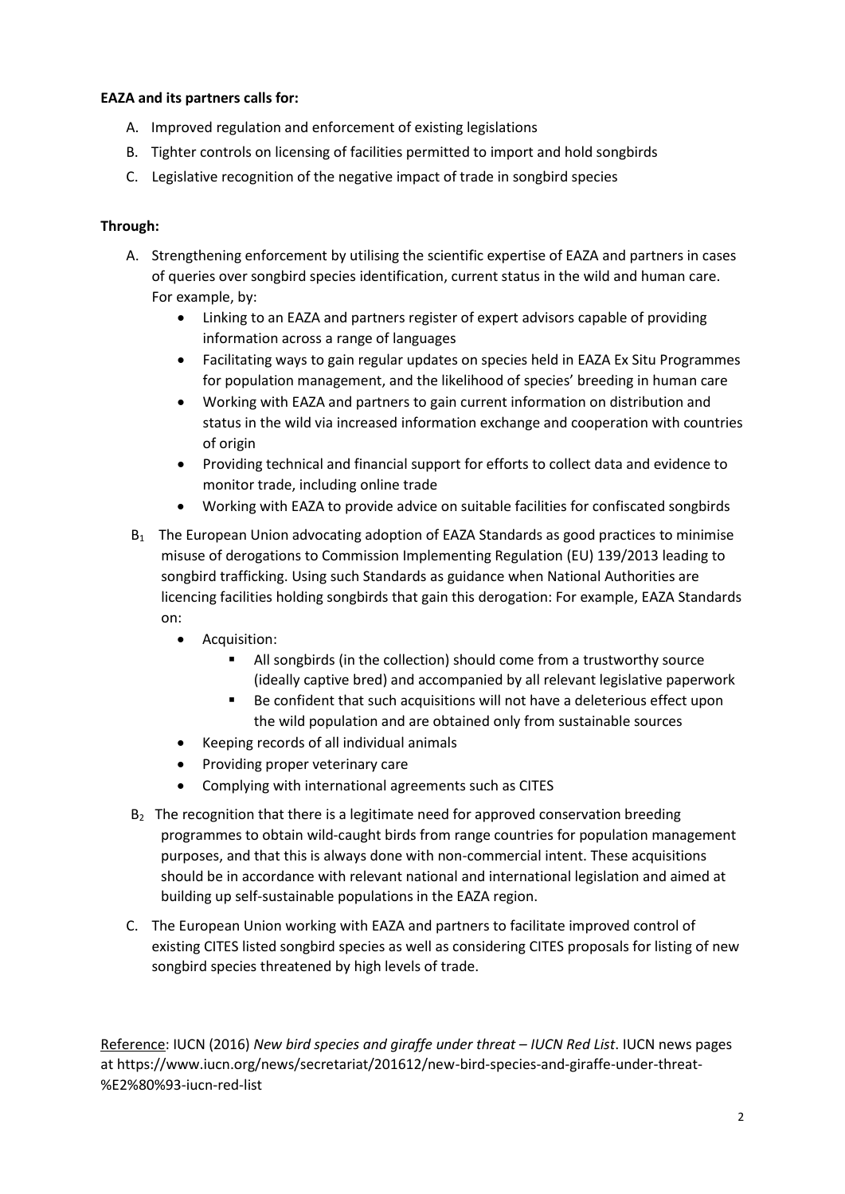**EAZA and its partners calls for:**

A. Improved regulation and enforcement of existing legislations
B. Tighter controls on licensing of facilities permitted to import and hold songbirds
C. Legislative recognition of the negative impact of trade in songbird species

**Through:**

A. Strengthening enforcement by utilising the scientific expertise of EAZA and partners in cases of queries over songbird species identification, current status in the wild and human care. For example, by:
   - Linking to an EAZA and partners register of expert advisors capable of providing information across a range of languages
   - Facilitating ways to gain regular updates on species held in EAZA Ex Situ Programmes for population management, and the likelihood of species' breeding in human care
   - Working with EAZA and partners to gain current information on distribution and status in the wild via increased information exchange and cooperation with countries of origin
   - Providing technical and financial support for efforts to collect data and evidence to monitor trade, including online trade
   - Working with EAZA to provide advice on suitable facilities for confiscated songbirds

$B_1$ The European Union advocating adoption of EAZA Standards as good practices to minimise misuse of derogations to Commission Implementing Regulation (EU) 139/2013 leading to songbird trafficking. Using such Standards as guidance when National Authorities are licencing facilities holding songbirds that gain this derogation: For example, EAZA Standards on:
   - Acquisition:
     - All songbirds (in the collection) should come from a trustworthy source (ideally captive bred) and accompanied by all relevant legislative paperwork
     - Be confident that such acquisitions will not have a deleterious effect upon the wild population and are obtained only from sustainable sources
   - Keeping records of all individual animals
   - Providing proper veterinary care
   - Complying with international agreements such as CITES

$B_2$ The recognition that there is a legitimate need for approved conservation breeding programmes to obtain wild-caught birds from range countries for population management purposes, and that this is always done with non-commercial intent. These acquisitions should be in accordance with relevant national and international legislation and aimed at building up self-sustainable populations in the EAZA region.

C. The European Union working with EAZA and partners to facilitate improved control of existing CITES listed songbird species as well as considering CITES proposals for listing of new songbird species threatened by high levels of trade.

Reference: IUCN (2016) *New bird species and giraffe under threat – IUCN Red List*. IUCN news pages at https://www.iucn.org/news/secretariat/201612/new-bird-species-and-giraffe-under-threat-%E2%80%93-iucn-red-list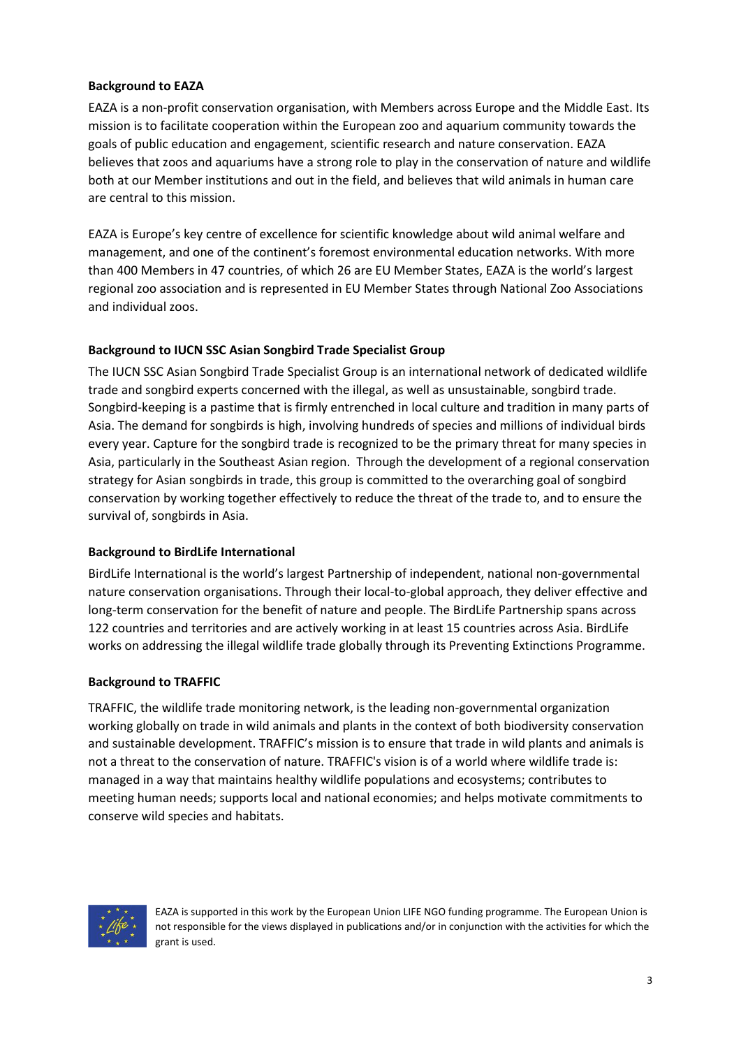**Background to EAZA**

EAZA is a non-profit conservation organisation, with Members across Europe and the Middle East. Its mission is to facilitate cooperation within the European zoo and aquarium community towards the goals of public education and engagement, scientific research and nature conservation. EAZA believes that zoos and aquariums have a strong role to play in the conservation of nature and wildlife both at our Member institutions and out in the field, and believes that wild animals in human care are central to this mission.

EAZA is Europe's key centre of excellence for scientific knowledge about wild animal welfare and management, and one of the continent's foremost environmental education networks. With more than 400 Members in 47 countries, of which 26 are EU Member States, EAZA is the world's largest regional zoo association and is represented in EU Member States through National Zoo Associations and individual zoos.

**Background to IUCN SSC Asian Songbird Trade Specialist Group**

The IUCN SSC Asian Songbird Trade Specialist Group is an international network of dedicated wildlife trade and songbird experts concerned with the illegal, as well as unsustainable, songbird trade. Songbird-keeping is a pastime that is firmly entrenched in local culture and tradition in many parts of Asia. The demand for songbirds is high, involving hundreds of species and millions of individual birds every year. Capture for the songbird trade is recognized to be the primary threat for many species in Asia, particularly in the Southeast Asian region. Through the development of a regional conservation strategy for Asian songbirds in trade, this group is committed to the overarching goal of songbird conservation by working together effectively to reduce the threat of the trade to, and to ensure the survival of, songbirds in Asia.

**Background to BirdLife International**

BirdLife International is the world's largest Partnership of independent, national non-governmental nature conservation organisations. Through their local-to-global approach, they deliver effective and long-term conservation for the benefit of nature and people. The BirdLife Partnership spans across 122 countries and territories and are actively working in at least 15 countries across Asia. BirdLife works on addressing the illegal wildlife trade globally through its Preventing Extinctions Programme.

**Background to TRAFFIC**

TRAFFIC, the wildlife trade monitoring network, is the leading non-governmental organization working globally on trade in wild animals and plants in the context of both biodiversity conservation and sustainable development. TRAFFIC's mission is to ensure that trade in wild plants and animals is not a threat to the conservation of nature. TRAFFIC's vision is of a world where wildlife trade is: managed in a way that maintains healthy wildlife populations and ecosystems; contributes to meeting human needs; supports local and national economies; and helps motivate commitments to conserve wild species and habitats.

EAZA is supported in this work by the European Union LIFE NGO funding programme. The European Union is not responsible for the views displayed in publications and/or in conjunction with the activities for which the grant is used.